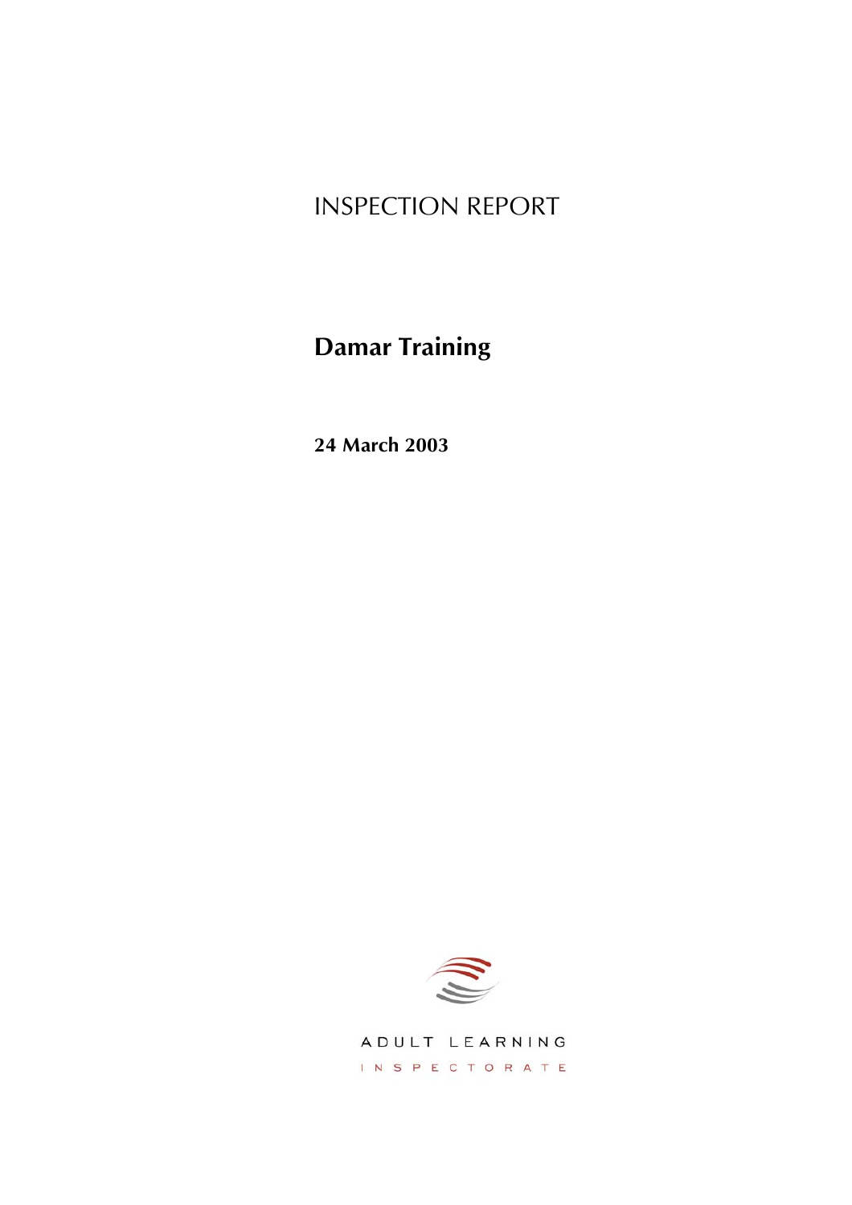# INSPECTION REPORT

## Damar Training

**24 March 2003**

ADULT LEARNING

INSPECTORATE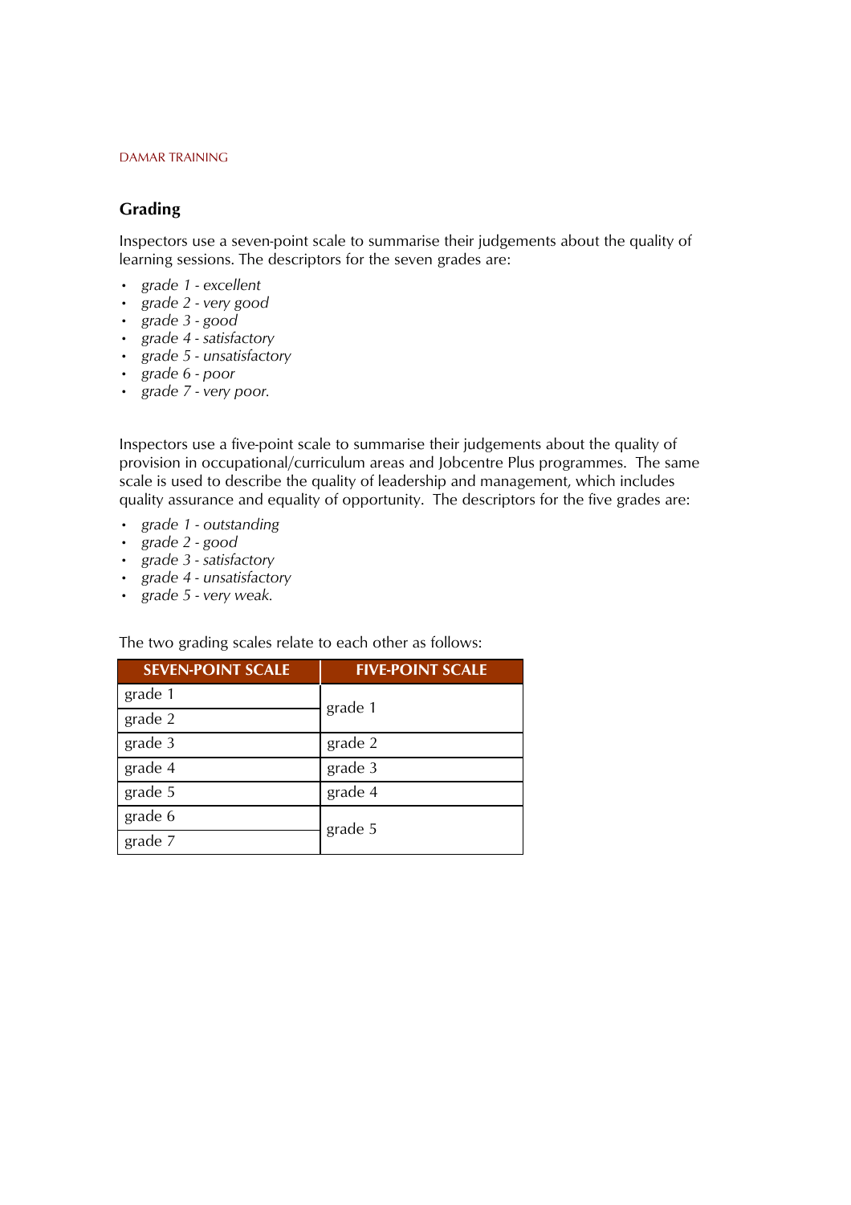## Grading

Inspectors use a seven-point scale to summarise their judgements about the quality of learning sessions. The descriptors for the seven grades are:

- *grade 1 - excellent*
- *grade 2 - very good*
- *grade 3 - good*
- *grade 4 - satisfactory*
- *grade 5 - unsatisfactory*
- *grade 6 - poor*
- *grade 7 - very poor.*

Inspectors use a five-point scale to summarise their judgements about the quality of provision in occupational/curriculum areas and Jobcentre Plus programmes. The same scale is used to describe the quality of leadership and management, which includes quality assurance and equality of opportunity. The descriptors for the five grades are:

- *grade 1 - outstanding*
- *grade 2 - good*
- *grade 3 - satisfactory*
- *grade 4 - unsatisfactory*
- *grade 5 - very weak.*

The two grading scales relate to each other as follows:

| SEVEN-POINT SCALE | FIVE-POINT SCALE |
|---|---|
| grade 1 | grade 1 |
| grade 2 | |
| grade 3 | grade 2 |
| grade 4 | grade 3 |
| grade 5 | grade 4 |
| grade 6 | grade 5 |
| grade 7 | |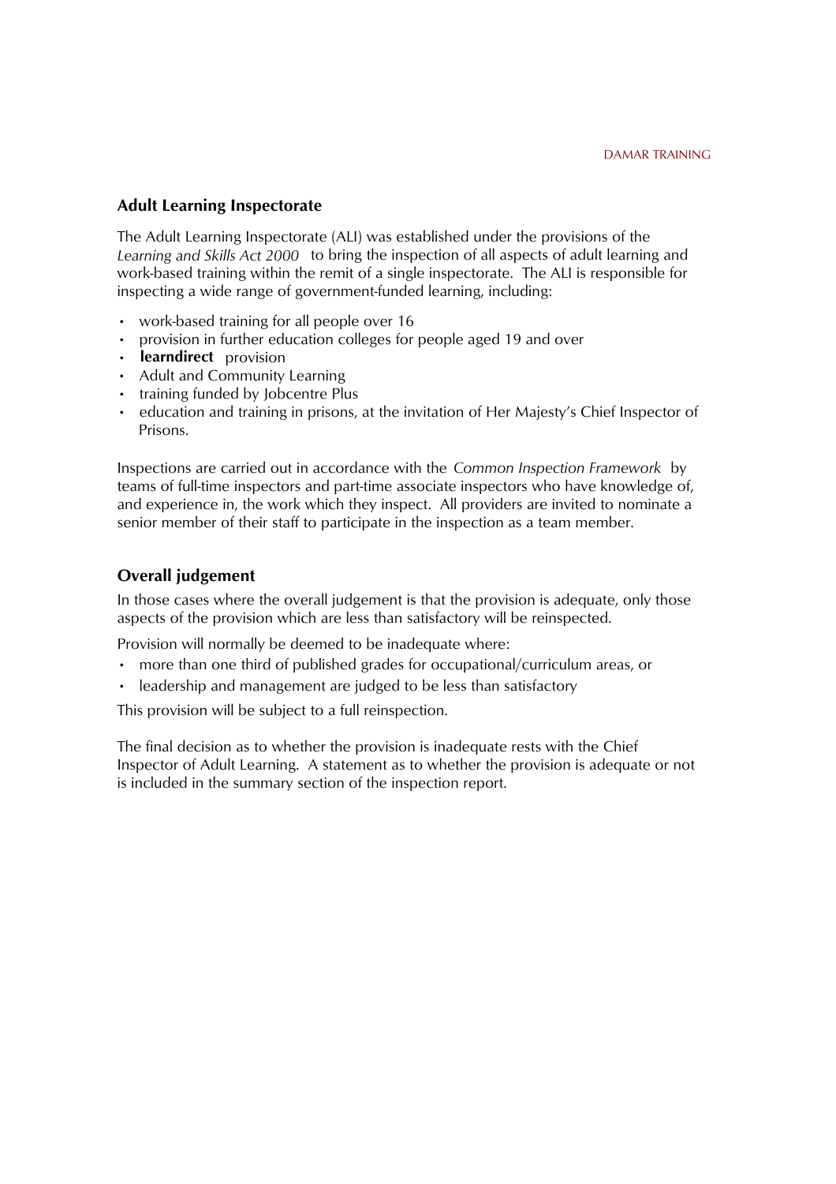## Adult Learning Inspectorate

The Adult Learning Inspectorate (ALI) was established under the provisions of the *Learning and Skills Act 2000* to bring the inspection of all aspects of adult learning and work-based training within the remit of a single inspectorate. The ALI is responsible for inspecting a wide range of government-funded learning, including:

- work-based training for all people over 16
- provision in further education colleges for people aged 19 and over
- **learndirect** provision
- Adult and Community Learning
- training funded by Jobcentre Plus
- education and training in prisons, at the invitation of Her Majesty's Chief Inspector of Prisons.

Inspections are carried out in accordance with the *Common Inspection Framework* by teams of full-time inspectors and part-time associate inspectors who have knowledge of, and experience in, the work which they inspect. All providers are invited to nominate a senior member of their staff to participate in the inspection as a team member.

## Overall judgement

In those cases where the overall judgement is that the provision is adequate, only those aspects of the provision which are less than satisfactory will be reinspected.

Provision will normally be deemed to be inadequate where:

- more than one third of published grades for occupational/curriculum areas, or
- leadership and management are judged to be less than satisfactory

This provision will be subject to a full reinspection.

The final decision as to whether the provision is inadequate rests with the Chief Inspector of Adult Learning. A statement as to whether the provision is adequate or not is included in the summary section of the inspection report.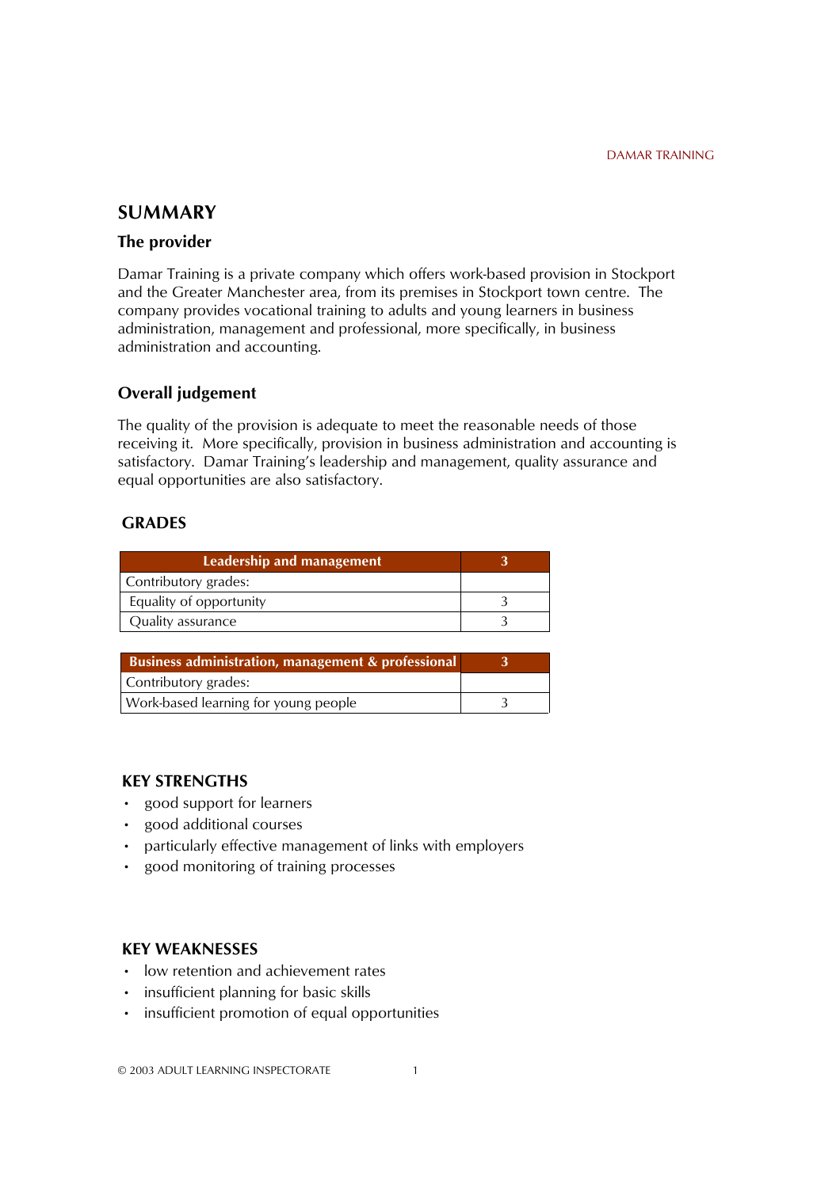## SUMMARY

### The provider

Damar Training is a private company which offers work-based provision in Stockport and the Greater Manchester area, from its premises in Stockport town centre. The company provides vocational training to adults and young learners in business administration, management and professional, more specifically, in business administration and accounting.

### Overall judgement

The quality of the provision is adequate to meet the reasonable needs of those receiving it. More specifically, provision in business administration and accounting is satisfactory. Damar Training's leadership and management, quality assurance and equal opportunities are also satisfactory.

### GRADES

| Leadership and management | 3 |
|---|---|
| Contributory grades: | |
| Equality of opportunity | 3 |
| Quality assurance | 3 |

| Business administration, management & professional | 3 |
|---|---|
| Contributory grades: | |
| Work-based learning for young people | 3 |

### KEY STRENGTHS

- good support for learners
- good additional courses
- particularly effective management of links with employers
- good monitoring of training processes

### KEY WEAKNESSES

- low retention and achievement rates
- insufficient planning for basic skills
- insufficient promotion of equal opportunities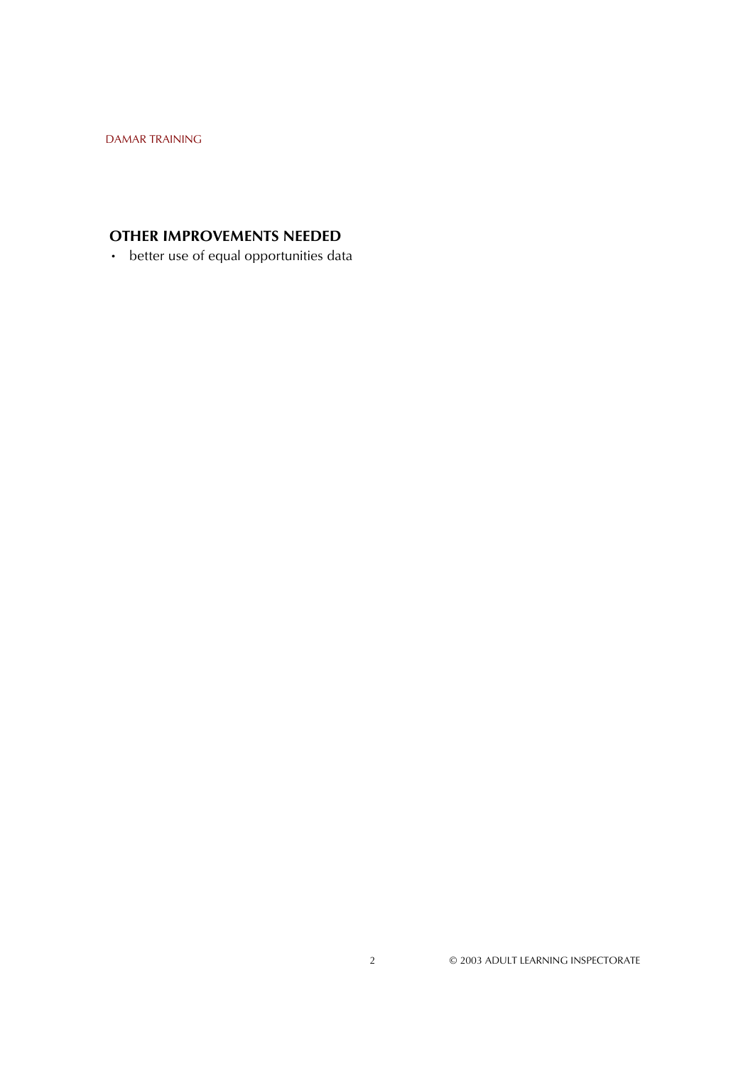### OTHER IMPROVEMENTS NEEDED

- better use of equal opportunities data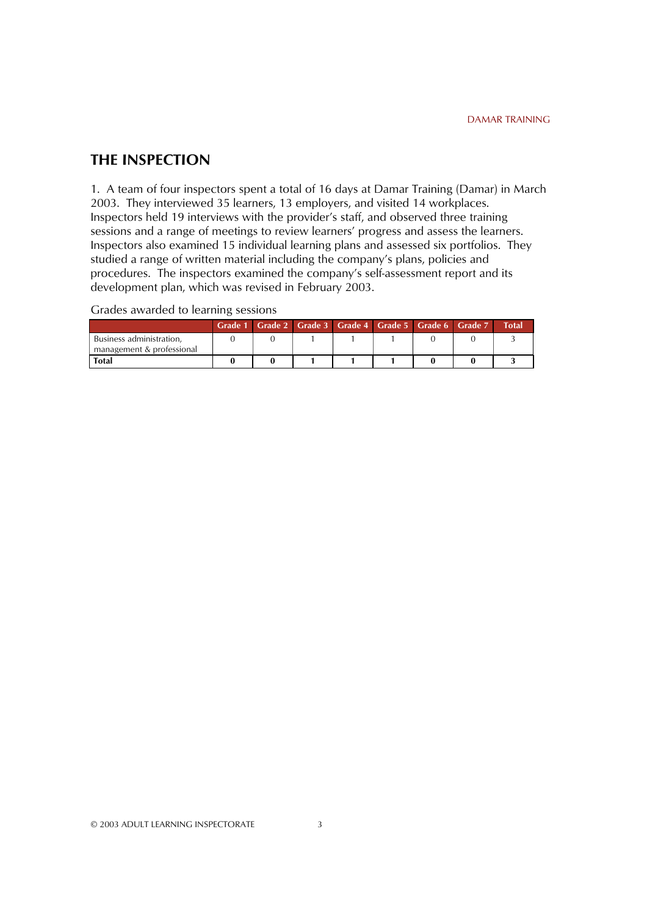## THE INSPECTION

1. A team of four inspectors spent a total of 16 days at Damar Training (Damar) in March 2003. They interviewed 35 learners, 13 employers, and visited 14 workplaces. Inspectors held 19 interviews with the provider's staff, and observed three training sessions and a range of meetings to review learners' progress and assess the learners. Inspectors also examined 15 individual learning plans and assessed six portfolios. They studied a range of written material including the company's plans, policies and procedures. The inspectors examined the company's self-assessment report and its development plan, which was revised in February 2003.

Grades awarded to learning sessions

| | Grade 1 | Grade 2 | Grade 3 | Grade 4 | Grade 5 | Grade 6 | Grade 7 | Total |
|---|---|---|---|---|---|---|---|---|
| Business administration, management & professional | 0 | 0 | 1 | 1 | 1 | 0 | 0 | 3 |
| **Total** | **0** | **0** | **1** | **1** | **1** | **0** | **0** | **3** |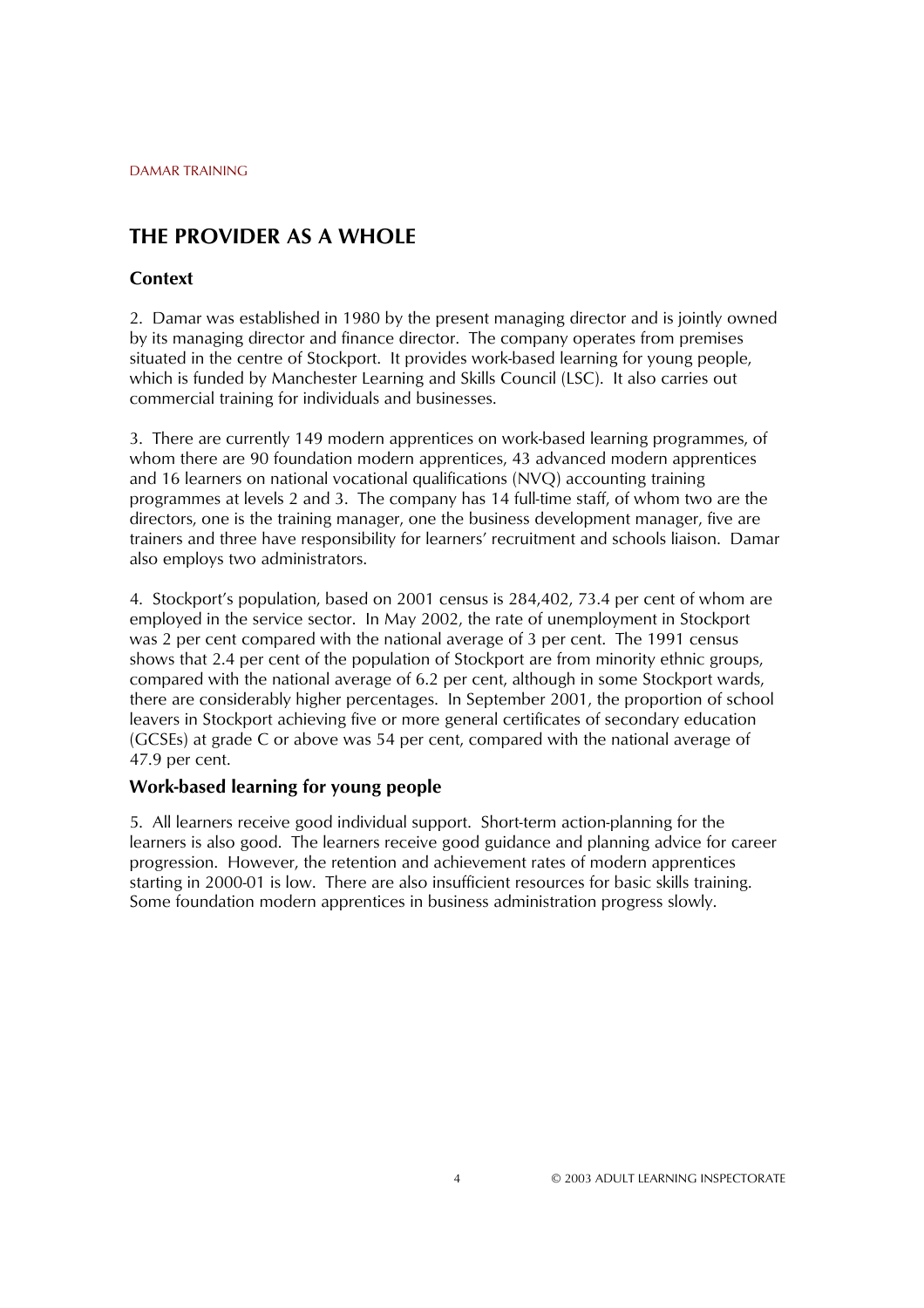## THE PROVIDER AS A WHOLE

### Context

2. Damar was established in 1980 by the present managing director and is jointly owned by its managing director and finance director. The company operates from premises situated in the centre of Stockport. It provides work-based learning for young people, which is funded by Manchester Learning and Skills Council (LSC). It also carries out commercial training for individuals and businesses.

3. There are currently 149 modern apprentices on work-based learning programmes, of whom there are 90 foundation modern apprentices, 43 advanced modern apprentices and 16 learners on national vocational qualifications (NVQ) accounting training programmes at levels 2 and 3. The company has 14 full-time staff, of whom two are the directors, one is the training manager, one the business development manager, five are trainers and three have responsibility for learners' recruitment and schools liaison. Damar also employs two administrators.

4. Stockport's population, based on 2001 census is 284,402, 73.4 per cent of whom are employed in the service sector. In May 2002, the rate of unemployment in Stockport was 2 per cent compared with the national average of 3 per cent. The 1991 census shows that 2.4 per cent of the population of Stockport are from minority ethnic groups, compared with the national average of 6.2 per cent, although in some Stockport wards, there are considerably higher percentages. In September 2001, the proportion of school leavers in Stockport achieving five or more general certificates of secondary education (GCSEs) at grade C or above was 54 per cent, compared with the national average of 47.9 per cent.

### Work-based learning for young people

5. All learners receive good individual support. Short-term action-planning for the learners is also good. The learners receive good guidance and planning advice for career progression. However, the retention and achievement rates of modern apprentices starting in 2000-01 is low. There are also insufficient resources for basic skills training. Some foundation modern apprentices in business administration progress slowly.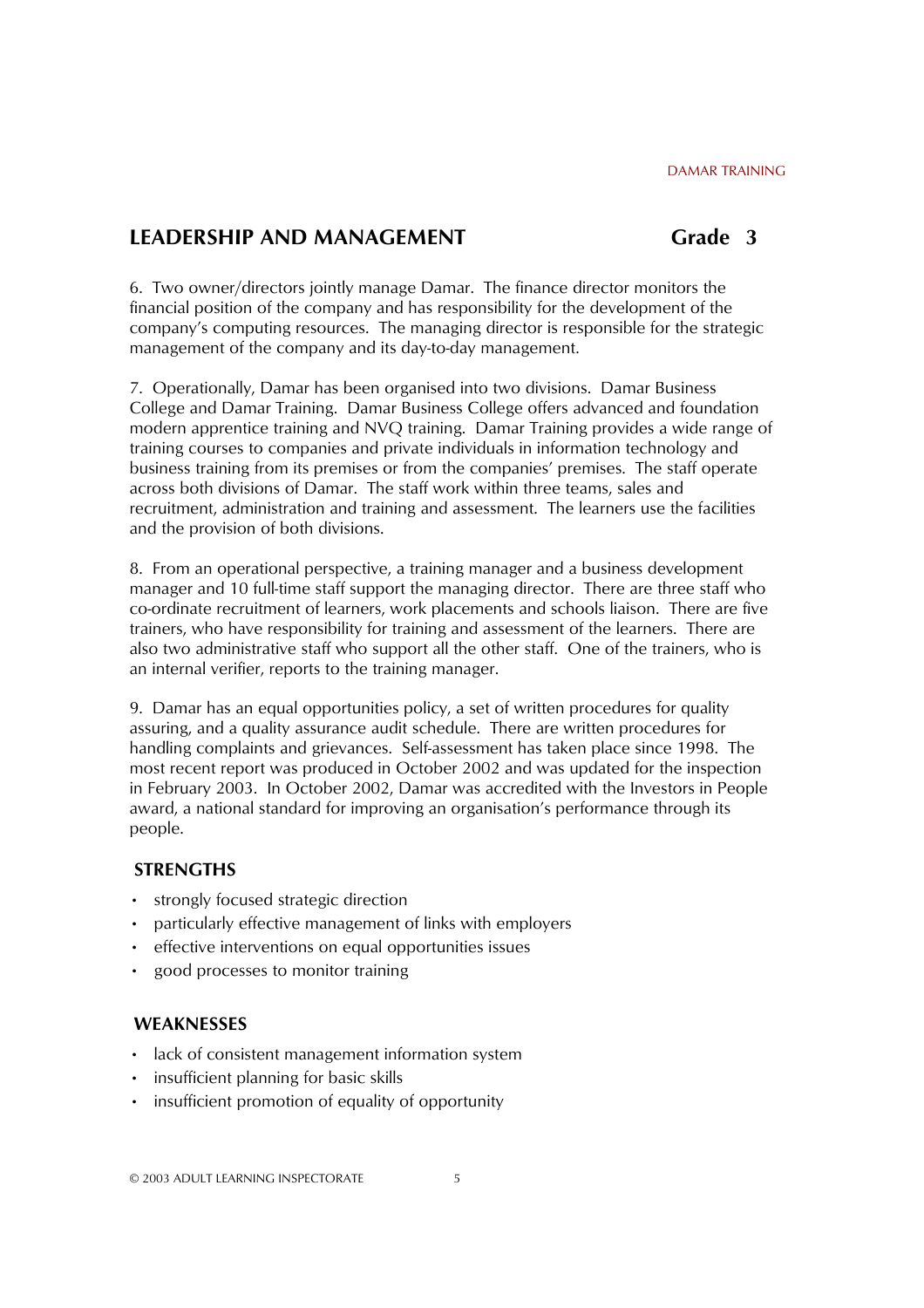## LEADERSHIP AND MANAGEMENT **Grade 3**

6. Two owner/directors jointly manage Damar. The finance director monitors the financial position of the company and has responsibility for the development of the company's computing resources. The managing director is responsible for the strategic management of the company and its day-to-day management.

7. Operationally, Damar has been organised into two divisions. Damar Business College and Damar Training. Damar Business College offers advanced and foundation modern apprentice training and NVQ training. Damar Training provides a wide range of training courses to companies and private individuals in information technology and business training from its premises or from the companies' premises. The staff operate across both divisions of Damar. The staff work within three teams, sales and recruitment, administration and training and assessment. The learners use the facilities and the provision of both divisions.

8. From an operational perspective, a training manager and a business development manager and 10 full-time staff support the managing director. There are three staff who co-ordinate recruitment of learners, work placements and schools liaison. There are five trainers, who have responsibility for training and assessment of the learners. There are also two administrative staff who support all the other staff. One of the trainers, who is an internal verifier, reports to the training manager.

9. Damar has an equal opportunities policy, a set of written procedures for quality assuring, and a quality assurance audit schedule. There are written procedures for handling complaints and grievances. Self-assessment has taken place since 1998. The most recent report was produced in October 2002 and was updated for the inspection in February 2003. In October 2002, Damar was accredited with the Investors in People award, a national standard for improving an organisation's performance through its people.

### STRENGTHS

- strongly focused strategic direction
- particularly effective management of links with employers
- effective interventions on equal opportunities issues
- good processes to monitor training

### WEAKNESSES

- lack of consistent management information system
- insufficient planning for basic skills
- insufficient promotion of equality of opportunity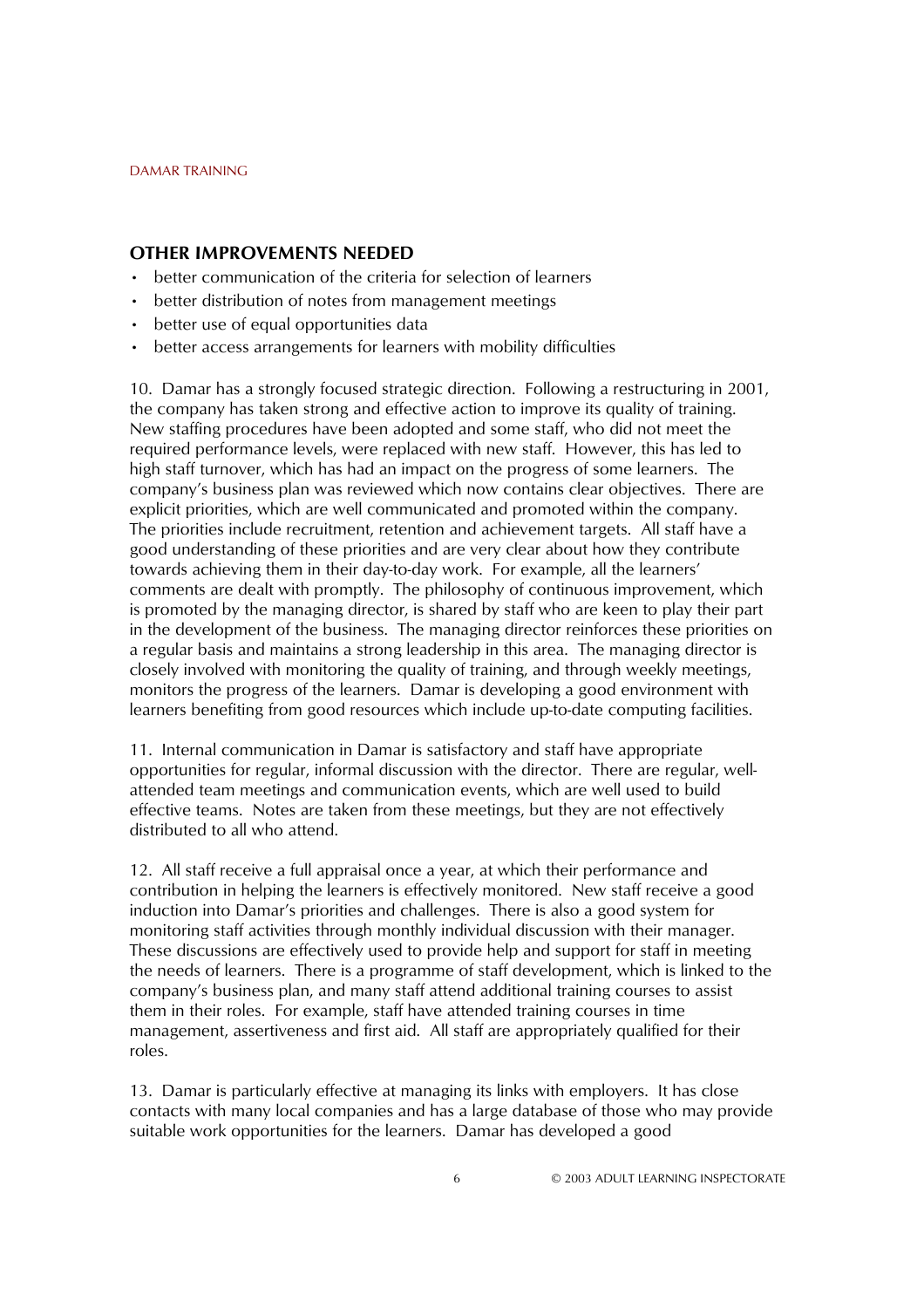## OTHER IMPROVEMENTS NEEDED

- better communication of the criteria for selection of learners
- better distribution of notes from management meetings
- better use of equal opportunities data
- better access arrangements for learners with mobility difficulties

10. Damar has a strongly focused strategic direction. Following a restructuring in 2001, the company has taken strong and effective action to improve its quality of training. New staffing procedures have been adopted and some staff, who did not meet the required performance levels, were replaced with new staff. However, this has led to high staff turnover, which has had an impact on the progress of some learners. The company's business plan was reviewed which now contains clear objectives. There are explicit priorities, which are well communicated and promoted within the company. The priorities include recruitment, retention and achievement targets. All staff have a good understanding of these priorities and are very clear about how they contribute towards achieving them in their day-to-day work. For example, all the learners' comments are dealt with promptly. The philosophy of continuous improvement, which is promoted by the managing director, is shared by staff who are keen to play their part in the development of the business. The managing director reinforces these priorities on a regular basis and maintains a strong leadership in this area. The managing director is closely involved with monitoring the quality of training, and through weekly meetings, monitors the progress of the learners. Damar is developing a good environment with learners benefiting from good resources which include up-to-date computing facilities.

11. Internal communication in Damar is satisfactory and staff have appropriate opportunities for regular, informal discussion with the director. There are regular, well-attended team meetings and communication events, which are well used to build effective teams. Notes are taken from these meetings, but they are not effectively distributed to all who attend.

12. All staff receive a full appraisal once a year, at which their performance and contribution in helping the learners is effectively monitored. New staff receive a good induction into Damar's priorities and challenges. There is also a good system for monitoring staff activities through monthly individual discussion with their manager. These discussions are effectively used to provide help and support for staff in meeting the needs of learners. There is a programme of staff development, which is linked to the company's business plan, and many staff attend additional training courses to assist them in their roles. For example, staff have attended training courses in time management, assertiveness and first aid. All staff are appropriately qualified for their roles.

13. Damar is particularly effective at managing its links with employers. It has close contacts with many local companies and has a large database of those who may provide suitable work opportunities for the learners. Damar has developed a good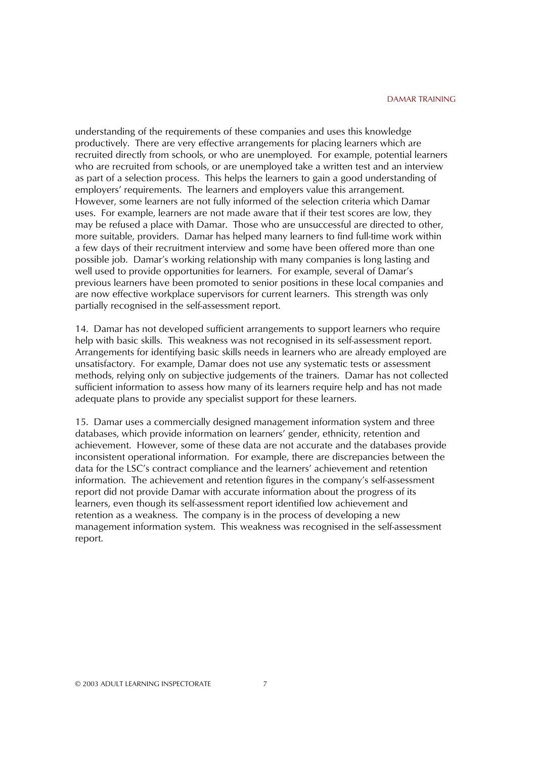understanding of the requirements of these companies and uses this knowledge productively. There are very effective arrangements for placing learners which are recruited directly from schools, or who are unemployed. For example, potential learners who are recruited from schools, or are unemployed take a written test and an interview as part of a selection process. This helps the learners to gain a good understanding of employers' requirements. The learners and employers value this arrangement. However, some learners are not fully informed of the selection criteria which Damar uses. For example, learners are not made aware that if their test scores are low, they may be refused a place with Damar. Those who are unsuccessful are directed to other, more suitable, providers. Damar has helped many learners to find full-time work within a few days of their recruitment interview and some have been offered more than one possible job. Damar's working relationship with many companies is long lasting and well used to provide opportunities for learners. For example, several of Damar's previous learners have been promoted to senior positions in these local companies and are now effective workplace supervisors for current learners. This strength was only partially recognised in the self-assessment report.

14. Damar has not developed sufficient arrangements to support learners who require help with basic skills. This weakness was not recognised in its self-assessment report. Arrangements for identifying basic skills needs in learners who are already employed are unsatisfactory. For example, Damar does not use any systematic tests or assessment methods, relying only on subjective judgements of the trainers. Damar has not collected sufficient information to assess how many of its learners require help and has not made adequate plans to provide any specialist support for these learners.

15. Damar uses a commercially designed management information system and three databases, which provide information on learners' gender, ethnicity, retention and achievement. However, some of these data are not accurate and the databases provide inconsistent operational information. For example, there are discrepancies between the data for the LSC's contract compliance and the learners' achievement and retention information. The achievement and retention figures in the company's self-assessment report did not provide Damar with accurate information about the progress of its learners, even though its self-assessment report identified low achievement and retention as a weakness. The company is in the process of developing a new management information system. This weakness was recognised in the self-assessment report.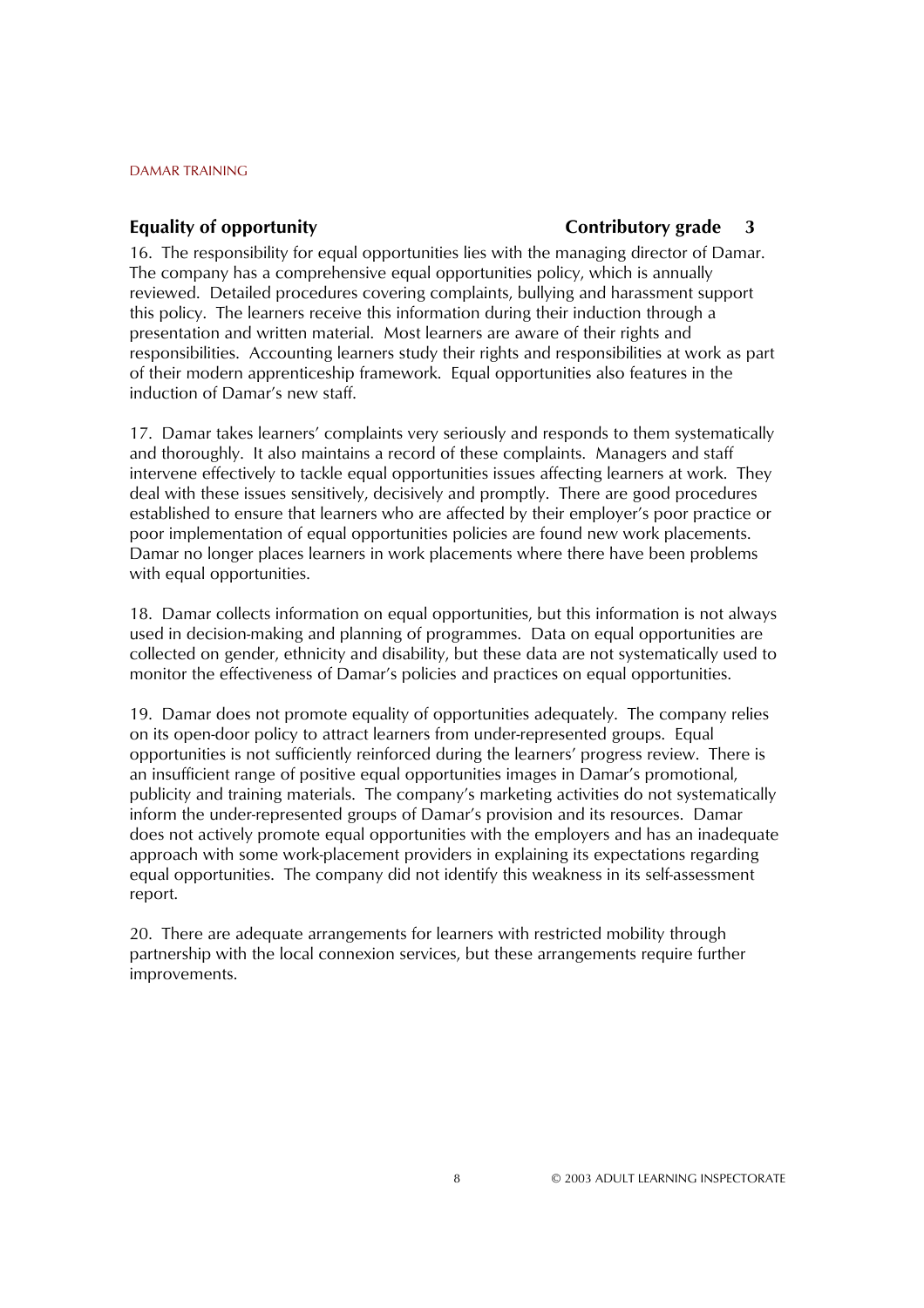### Equality of opportunity — Contributory grade 3

16. The responsibility for equal opportunities lies with the managing director of Damar. The company has a comprehensive equal opportunities policy, which is annually reviewed. Detailed procedures covering complaints, bullying and harassment support this policy. The learners receive this information during their induction through a presentation and written material. Most learners are aware of their rights and responsibilities. Accounting learners study their rights and responsibilities at work as part of their modern apprenticeship framework. Equal opportunities also features in the induction of Damar's new staff.

17. Damar takes learners' complaints very seriously and responds to them systematically and thoroughly. It also maintains a record of these complaints. Managers and staff intervene effectively to tackle equal opportunities issues affecting learners at work. They deal with these issues sensitively, decisively and promptly. There are good procedures established to ensure that learners who are affected by their employer's poor practice or poor implementation of equal opportunities policies are found new work placements. Damar no longer places learners in work placements where there have been problems with equal opportunities.

18. Damar collects information on equal opportunities, but this information is not always used in decision-making and planning of programmes. Data on equal opportunities are collected on gender, ethnicity and disability, but these data are not systematically used to monitor the effectiveness of Damar's policies and practices on equal opportunities.

19. Damar does not promote equality of opportunities adequately. The company relies on its open-door policy to attract learners from under-represented groups. Equal opportunities is not sufficiently reinforced during the learners' progress review. There is an insufficient range of positive equal opportunities images in Damar's promotional, publicity and training materials. The company's marketing activities do not systematically inform the under-represented groups of Damar's provision and its resources. Damar does not actively promote equal opportunities with the employers and has an inadequate approach with some work-placement providers in explaining its expectations regarding equal opportunities. The company did not identify this weakness in its self-assessment report.

20. There are adequate arrangements for learners with restricted mobility through partnership with the local connexion services, but these arrangements require further improvements.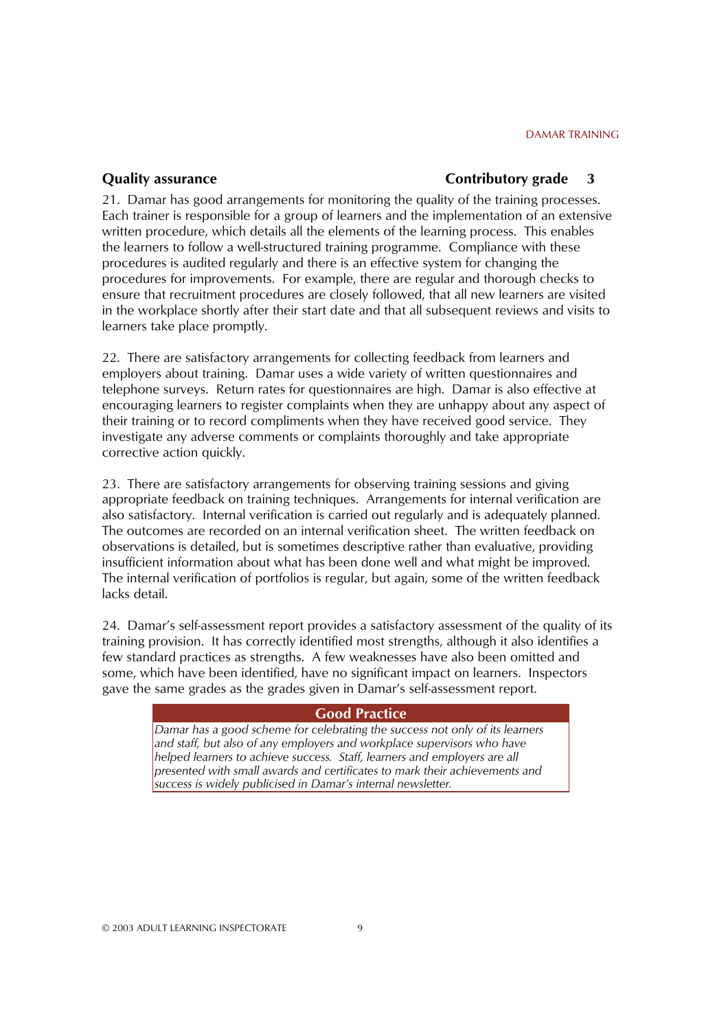### Quality assurance — Contributory grade 3

21. Damar has good arrangements for monitoring the quality of the training processes. Each trainer is responsible for a group of learners and the implementation of an extensive written procedure, which details all the elements of the learning process. This enables the learners to follow a well-structured training programme. Compliance with these procedures is audited regularly and there is an effective system for changing the procedures for improvements. For example, there are regular and thorough checks to ensure that recruitment procedures are closely followed, that all new learners are visited in the workplace shortly after their start date and that all subsequent reviews and visits to learners take place promptly.

22. There are satisfactory arrangements for collecting feedback from learners and employers about training. Damar uses a wide variety of written questionnaires and telephone surveys. Return rates for questionnaires are high. Damar is also effective at encouraging learners to register complaints when they are unhappy about any aspect of their training or to record compliments when they have received good service. They investigate any adverse comments or complaints thoroughly and take appropriate corrective action quickly.

23. There are satisfactory arrangements for observing training sessions and giving appropriate feedback on training techniques. Arrangements for internal verification are also satisfactory. Internal verification is carried out regularly and is adequately planned. The outcomes are recorded on an internal verification sheet. The written feedback on observations is detailed, but is sometimes descriptive rather than evaluative, providing insufficient information about what has been done well and what might be improved. The internal verification of portfolios is regular, but again, some of the written feedback lacks detail.

24. Damar's self-assessment report provides a satisfactory assessment of the quality of its training provision. It has correctly identified most strengths, although it also identifies a few standard practices as strengths. A few weaknesses have also been omitted and some, which have been identified, have no significant impact on learners. Inspectors gave the same grades as the grades given in Damar's self-assessment report.

**Good Practice**

*Damar has a good scheme for celebrating the success not only of its learners and staff, but also of any employers and workplace supervisors who have helped learners to achieve success. Staff, learners and employers are all presented with small awards and certificates to mark their achievements and success is widely publicised in Damar's internal newsletter.*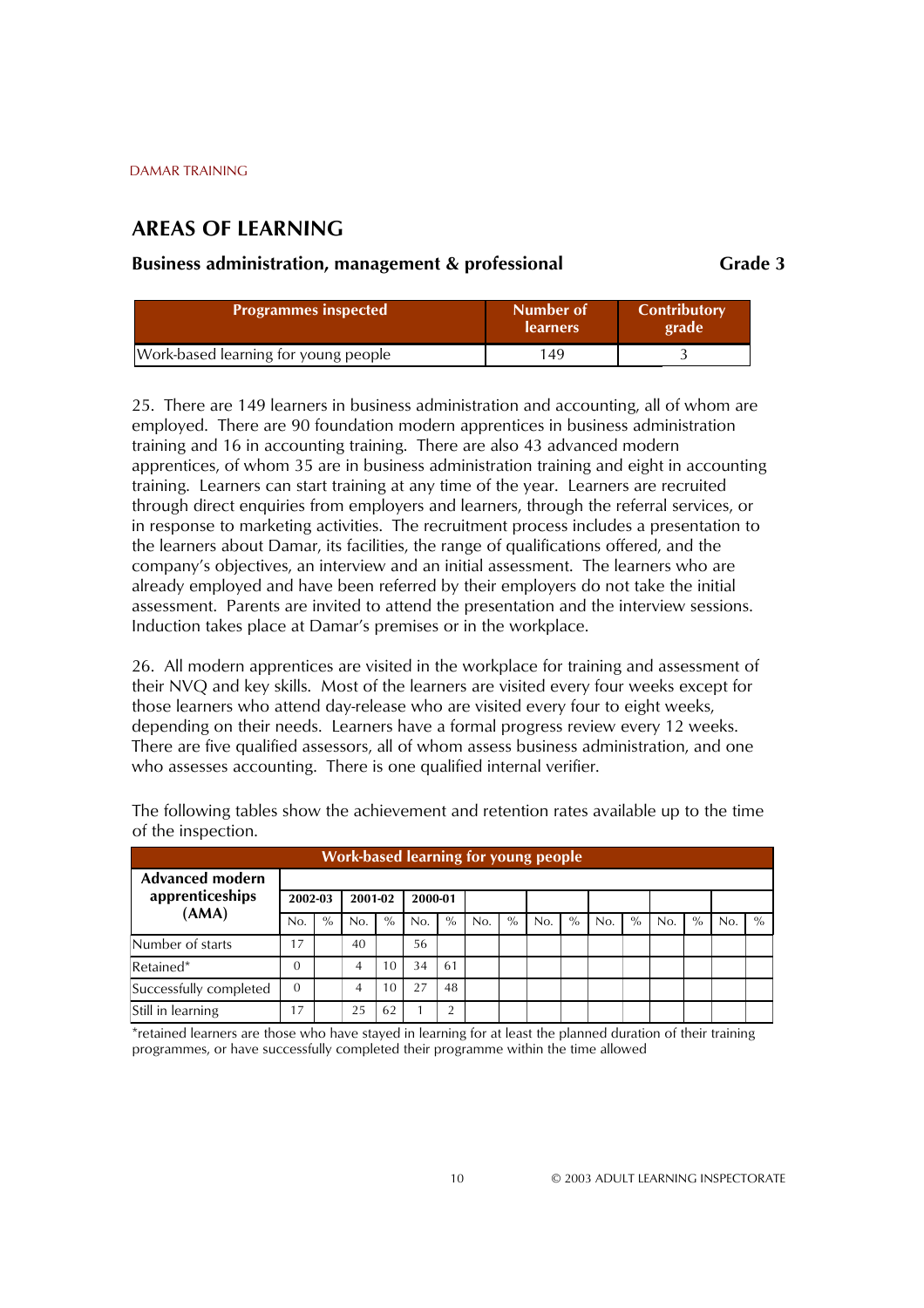## AREAS OF LEARNING

### Business administration, management & professional — Grade 3

| Programmes inspected | Number of learners | Contributory grade |
|---|---|---|
| Work-based learning for young people | 149 | 3 |

25. There are 149 learners in business administration and accounting, all of whom are employed. There are 90 foundation modern apprentices in business administration training and 16 in accounting training. There are also 43 advanced modern apprentices, of whom 35 are in business administration training and eight in accounting training. Learners can start training at any time of the year. Learners are recruited through direct enquiries from employers and learners, through the referral services, or in response to marketing activities. The recruitment process includes a presentation to the learners about Damar, its facilities, the range of qualifications offered, and the company's objectives, an interview and an initial assessment. The learners who are already employed and have been referred by their employers do not take the initial assessment. Parents are invited to attend the presentation and the interview sessions. Induction takes place at Damar's premises or in the workplace.

26. All modern apprentices are visited in the workplace for training and assessment of their NVQ and key skills. Most of the learners are visited every four weeks except for those learners who attend day-release who are visited every four to eight weeks, depending on their needs. Learners have a formal progress review every 12 weeks. There are five qualified assessors, all of whom assess business administration, and one who assesses accounting. There is one qualified internal verifier.

The following tables show the achievement and retention rates available up to the time of the inspection.

| Work-based learning for young people | | | | | | | | | | | | | | | | | | |
|---|---|---|---|---|---|---|---|---|---|---|---|---|---|---|---|---|---|---|
| **Advanced modern apprenticeships (AMA)** | **2002-03** | | **2001-02** | | **2000-01** | | | | | | | | | | | | | |
| | No. | % | No. | % | No. | % | No. | % | No. | % | No. | % | No. | % | No. | % | No. | % |
| Number of starts | 17 | | 40 | | 56 | | | | | | | | | | | | | |
| Retained* | 0 | | 4 | 10 | 34 | 61 | | | | | | | | | | | | |
| Successfully completed | 0 | | 4 | 10 | 27 | 48 | | | | | | | | | | | | |
| Still in learning | 17 | | 25 | 62 | 1 | 2 | | | | | | | | | | | | |

*retained learners are those who have stayed in learning for at least the planned duration of their training programmes, or have successfully completed their programme within the time allowed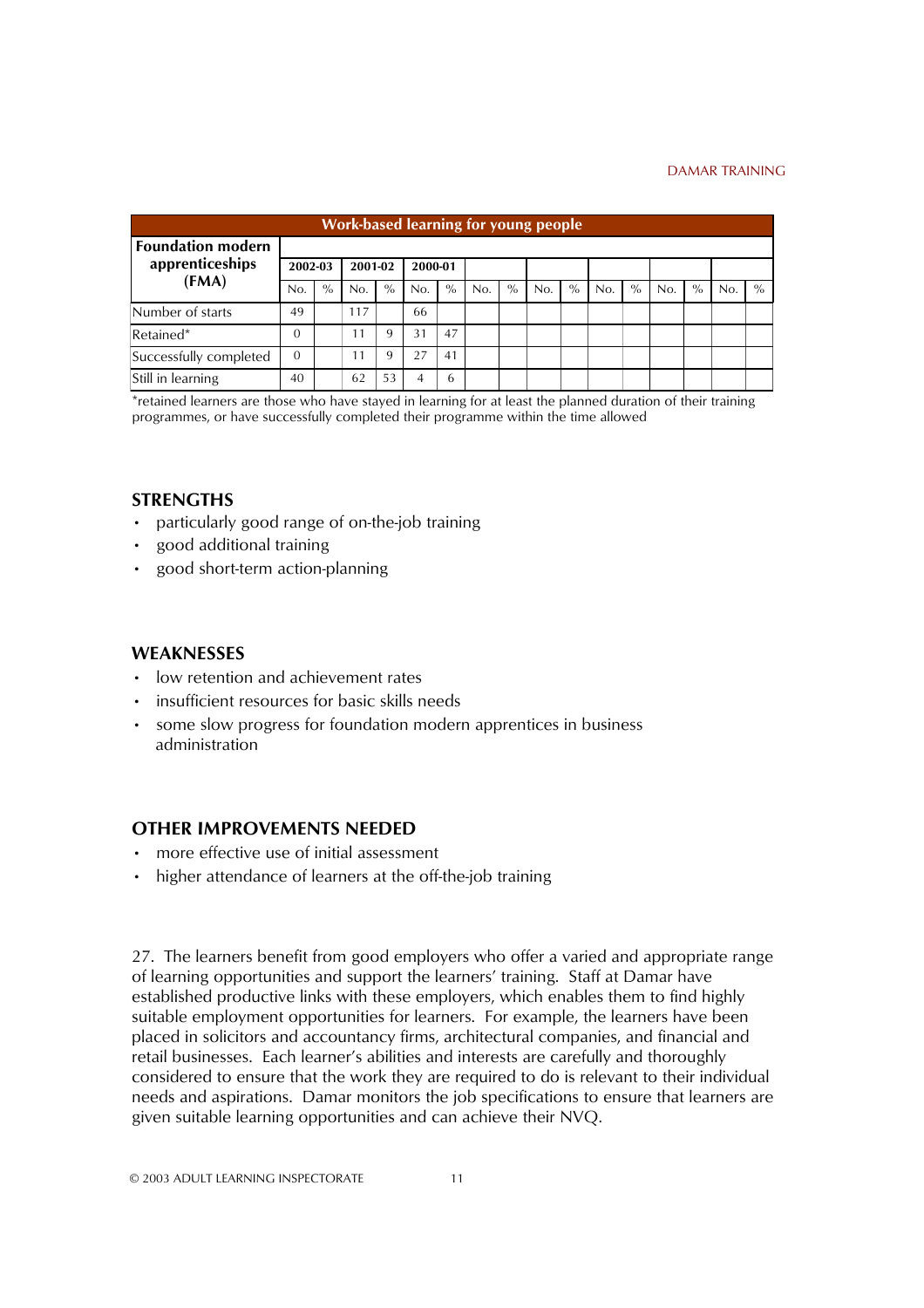| Work-based learning for young people | | | | | | | | | | | | | | | | |
|---|---|---|---|---|---|---|---|---|---|---|---|---|---|---|---|---|
| **Foundation modern apprenticeships (FMA)** | **2002-03** | | **2001-02** | | **2000-01** | | | | | | | | | | | |
| | No. | % | No. | % | No. | % | No. | % | No. | % | No. | % | No. | % | No. | % |
| Number of starts | 49 | | 117 | | 66 | | | | | | | | | | | |
| Retained* | 0 | | 11 | 9 | 31 | 47 | | | | | | | | | | |
| Successfully completed | 0 | | 11 | 9 | 27 | 41 | | | | | | | | | | |
| Still in learning | 40 | | 62 | 53 | 4 | 6 | | | | | | | | | | |

*retained learners are those who have stayed in learning for at least the planned duration of their training programmes, or have successfully completed their programme within the time allowed

## STRENGTHS

- particularly good range of on-the-job training
- good additional training
- good short-term action-planning

## WEAKNESSES

- low retention and achievement rates
- insufficient resources for basic skills needs
- some slow progress for foundation modern apprentices in business administration

## OTHER IMPROVEMENTS NEEDED

- more effective use of initial assessment
- higher attendance of learners at the off-the-job training

27. The learners benefit from good employers who offer a varied and appropriate range of learning opportunities and support the learners' training. Staff at Damar have established productive links with these employers, which enables them to find highly suitable employment opportunities for learners. For example, the learners have been placed in solicitors and accountancy firms, architectural companies, and financial and retail businesses. Each learner's abilities and interests are carefully and thoroughly considered to ensure that the work they are required to do is relevant to their individual needs and aspirations. Damar monitors the job specifications to ensure that learners are given suitable learning opportunities and can achieve their NVQ.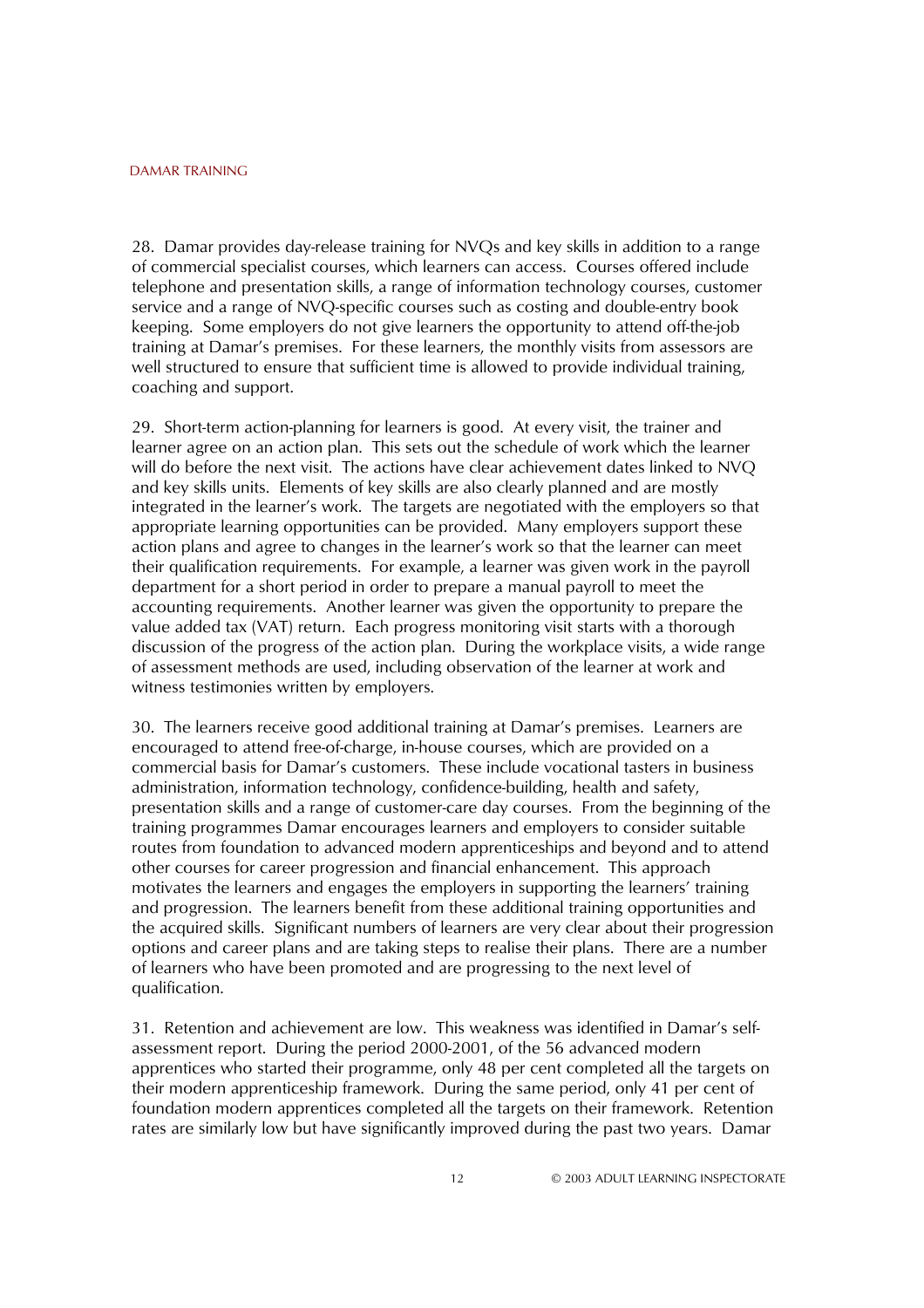28. Damar provides day-release training for NVQs and key skills in addition to a range of commercial specialist courses, which learners can access. Courses offered include telephone and presentation skills, a range of information technology courses, customer service and a range of NVQ-specific courses such as costing and double-entry book keeping. Some employers do not give learners the opportunity to attend off-the-job training at Damar's premises. For these learners, the monthly visits from assessors are well structured to ensure that sufficient time is allowed to provide individual training, coaching and support.

29. Short-term action-planning for learners is good. At every visit, the trainer and learner agree on an action plan. This sets out the schedule of work which the learner will do before the next visit. The actions have clear achievement dates linked to NVQ and key skills units. Elements of key skills are also clearly planned and are mostly integrated in the learner's work. The targets are negotiated with the employers so that appropriate learning opportunities can be provided. Many employers support these action plans and agree to changes in the learner's work so that the learner can meet their qualification requirements. For example, a learner was given work in the payroll department for a short period in order to prepare a manual payroll to meet the accounting requirements. Another learner was given the opportunity to prepare the value added tax (VAT) return. Each progress monitoring visit starts with a thorough discussion of the progress of the action plan. During the workplace visits, a wide range of assessment methods are used, including observation of the learner at work and witness testimonies written by employers.

30. The learners receive good additional training at Damar's premises. Learners are encouraged to attend free-of-charge, in-house courses, which are provided on a commercial basis for Damar's customers. These include vocational tasters in business administration, information technology, confidence-building, health and safety, presentation skills and a range of customer-care day courses. From the beginning of the training programmes Damar encourages learners and employers to consider suitable routes from foundation to advanced modern apprenticeships and beyond and to attend other courses for career progression and financial enhancement. This approach motivates the learners and engages the employers in supporting the learners' training and progression. The learners benefit from these additional training opportunities and the acquired skills. Significant numbers of learners are very clear about their progression options and career plans and are taking steps to realise their plans. There are a number of learners who have been promoted and are progressing to the next level of qualification.

31. Retention and achievement are low. This weakness was identified in Damar's self-assessment report. During the period 2000-2001, of the 56 advanced modern apprentices who started their programme, only 48 per cent completed all the targets on their modern apprenticeship framework. During the same period, only 41 per cent of foundation modern apprentices completed all the targets on their framework. Retention rates are similarly low but have significantly improved during the past two years. Damar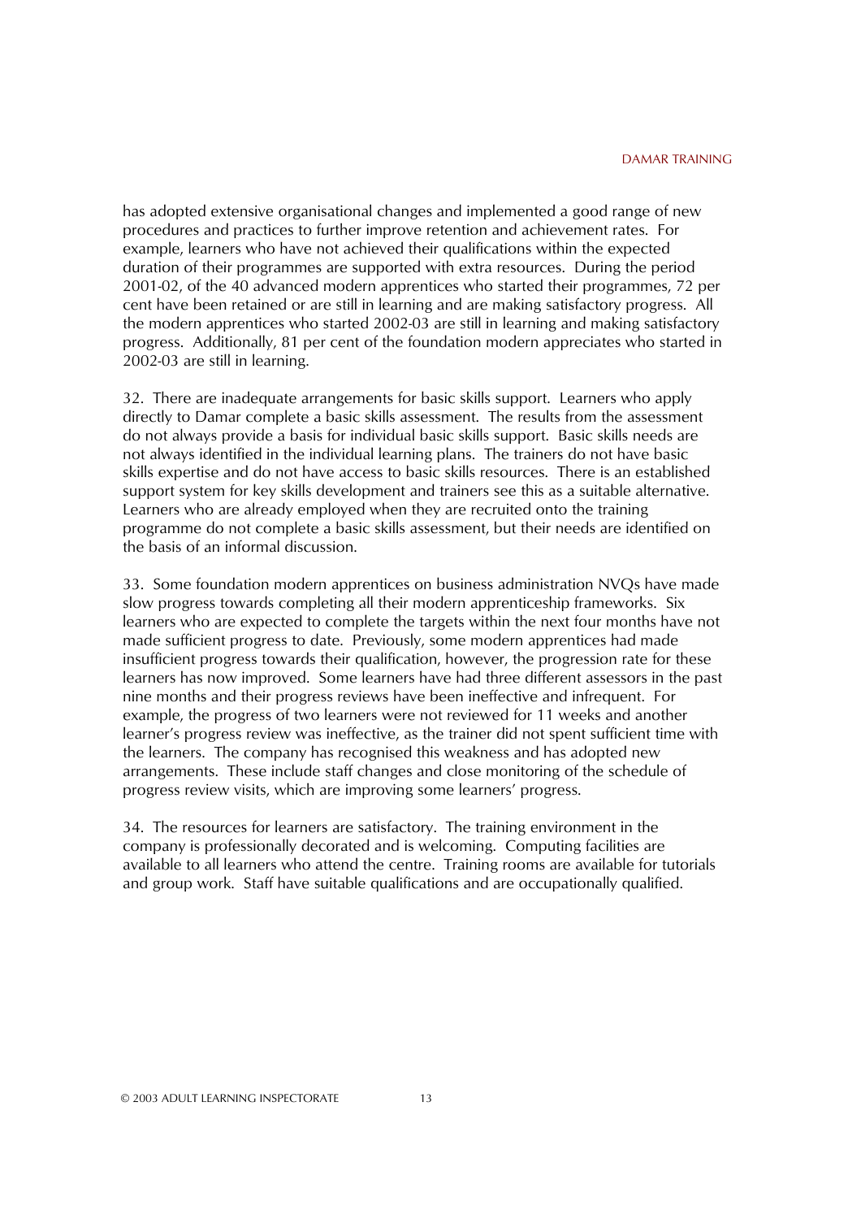has adopted extensive organisational changes and implemented a good range of new procedures and practices to further improve retention and achievement rates. For example, learners who have not achieved their qualifications within the expected duration of their programmes are supported with extra resources. During the period 2001-02, of the 40 advanced modern apprentices who started their programmes, 72 per cent have been retained or are still in learning and are making satisfactory progress. All the modern apprentices who started 2002-03 are still in learning and making satisfactory progress. Additionally, 81 per cent of the foundation modern appreciates who started in 2002-03 are still in learning.

32. There are inadequate arrangements for basic skills support. Learners who apply directly to Damar complete a basic skills assessment. The results from the assessment do not always provide a basis for individual basic skills support. Basic skills needs are not always identified in the individual learning plans. The trainers do not have basic skills expertise and do not have access to basic skills resources. There is an established support system for key skills development and trainers see this as a suitable alternative. Learners who are already employed when they are recruited onto the training programme do not complete a basic skills assessment, but their needs are identified on the basis of an informal discussion.

33. Some foundation modern apprentices on business administration NVQs have made slow progress towards completing all their modern apprenticeship frameworks. Six learners who are expected to complete the targets within the next four months have not made sufficient progress to date. Previously, some modern apprentices had made insufficient progress towards their qualification, however, the progression rate for these learners has now improved. Some learners have had three different assessors in the past nine months and their progress reviews have been ineffective and infrequent. For example, the progress of two learners were not reviewed for 11 weeks and another learner's progress review was ineffective, as the trainer did not spent sufficient time with the learners. The company has recognised this weakness and has adopted new arrangements. These include staff changes and close monitoring of the schedule of progress review visits, which are improving some learners' progress.

34. The resources for learners are satisfactory. The training environment in the company is professionally decorated and is welcoming. Computing facilities are available to all learners who attend the centre. Training rooms are available for tutorials and group work. Staff have suitable qualifications and are occupationally qualified.